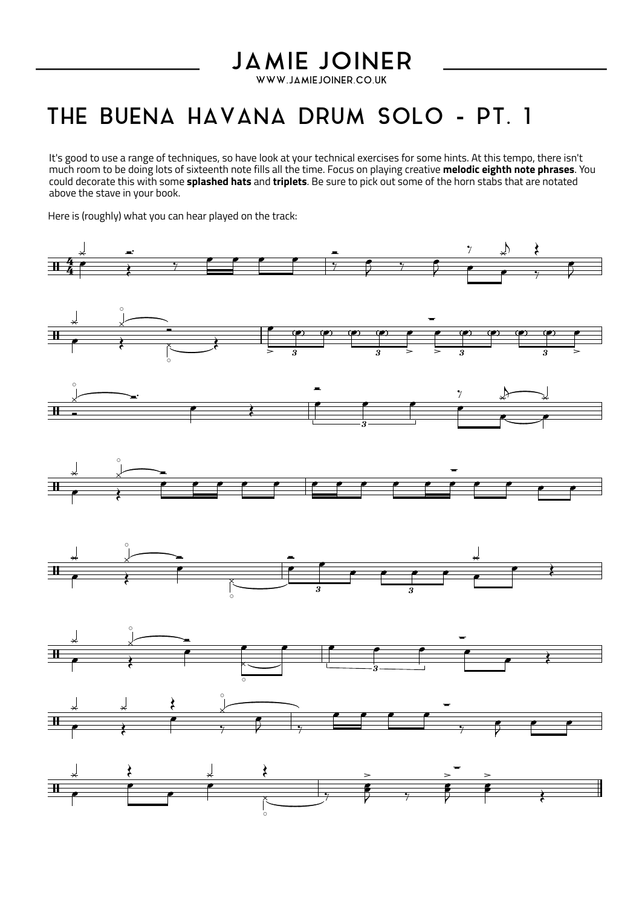# THE BUENA HAVANA DRUM SOLO - PT. 1

It's good to use a range of techniques, so have look at your technical exercises for some hints. At this tempo, there isn't much room to be doing lots of sixteenth note fills all the time. Focus on playing creative **melodic eighth note phrases**. You could decorate this with some **splashed hats** and **triplets**. Be sure to pick out some of the horn stabs that are notated above the stave in your book.

Here is (roughly) what you can hear played on the track: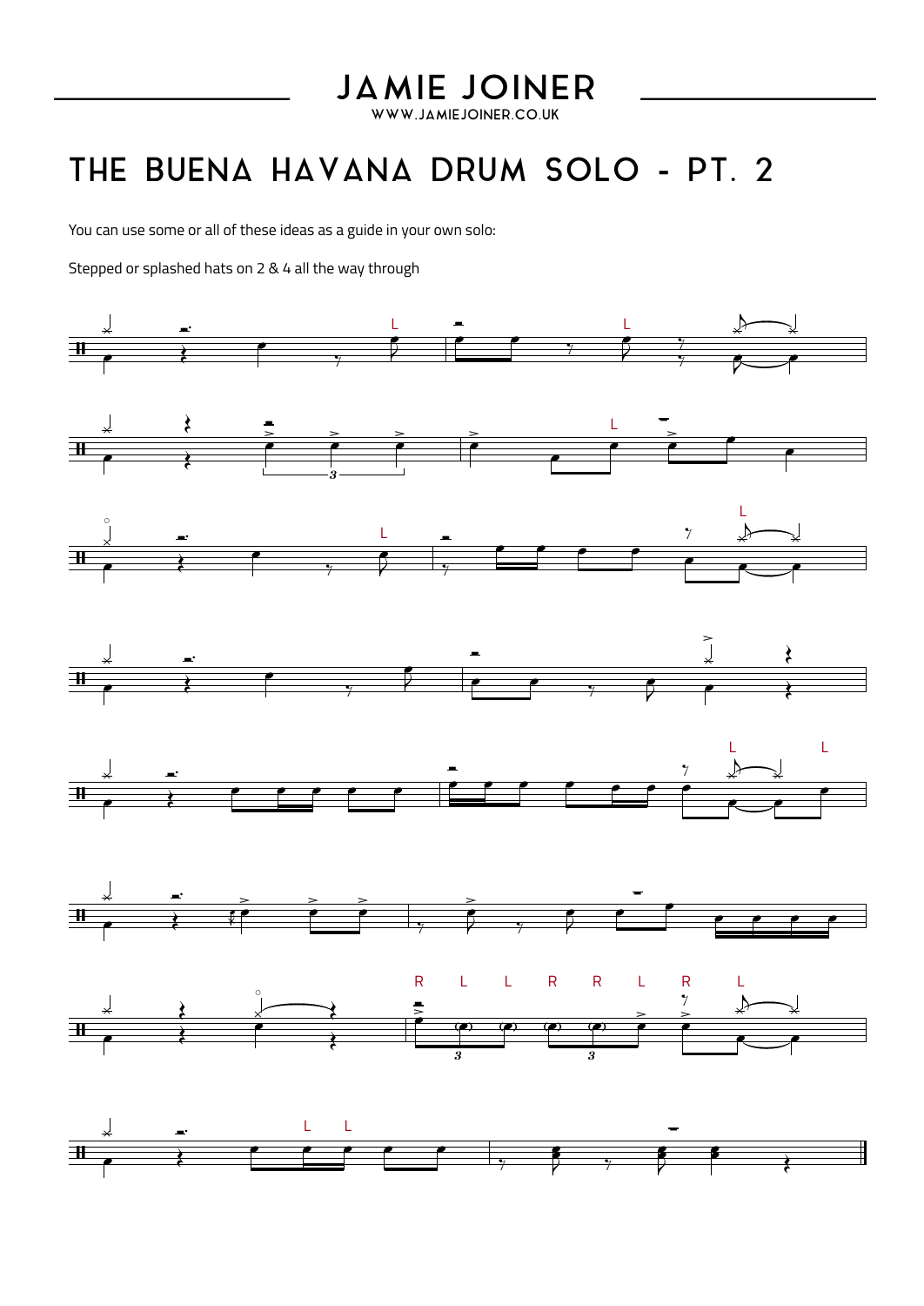# JAMIE JOINER

WWW.JAMIEJOINER.CO.UK

# THE BUENA HAVANA DRUM SOLO - PT. 2

You can use some or all of these ideas as a guide in your own solo:

Stepped or splashed hats on 2 & 4 all the way through